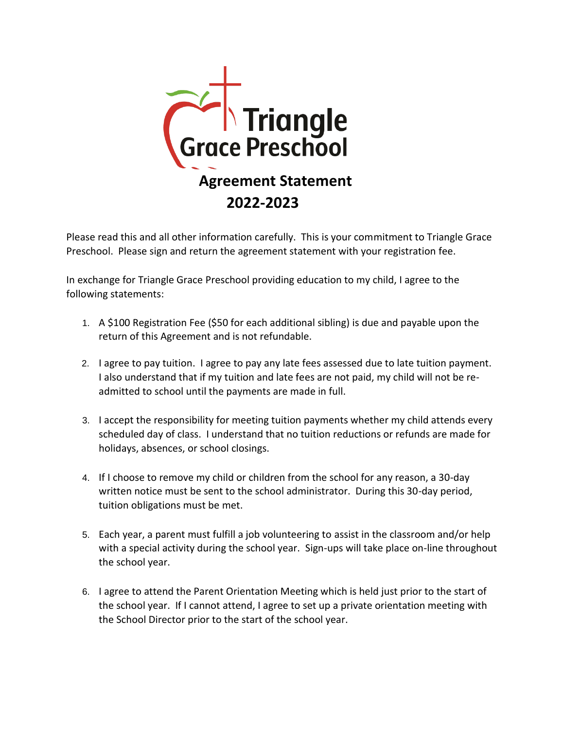# Triangle Grace Preschool

## Agreement Statement
## 2022-2023

Please read this and all other information carefully. This is your commitment to Triangle Grace Preschool. Please sign and return the agreement statement with your registration fee.

In exchange for Triangle Grace Preschool providing education to my child, I agree to the following statements:

1. A $100 Registration Fee ($50 for each additional sibling) is due and payable upon the return of this Agreement and is not refundable.
2. I agree to pay tuition. I agree to pay any late fees assessed due to late tuition payment. I also understand that if my tuition and late fees are not paid, my child will not be re-admitted to school until the payments are made in full.
3. I accept the responsibility for meeting tuition payments whether my child attends every scheduled day of class. I understand that no tuition reductions or refunds are made for holidays, absences, or school closings.
4. If I choose to remove my child or children from the school for any reason, a 30-day written notice must be sent to the school administrator. During this 30-day period, tuition obligations must be met.
5. Each year, a parent must fulfill a job volunteering to assist in the classroom and/or help with a special activity during the school year. Sign-ups will take place on-line throughout the school year.
6. I agree to attend the Parent Orientation Meeting which is held just prior to the start of the school year. If I cannot attend, I agree to set up a private orientation meeting with the School Director prior to the start of the school year.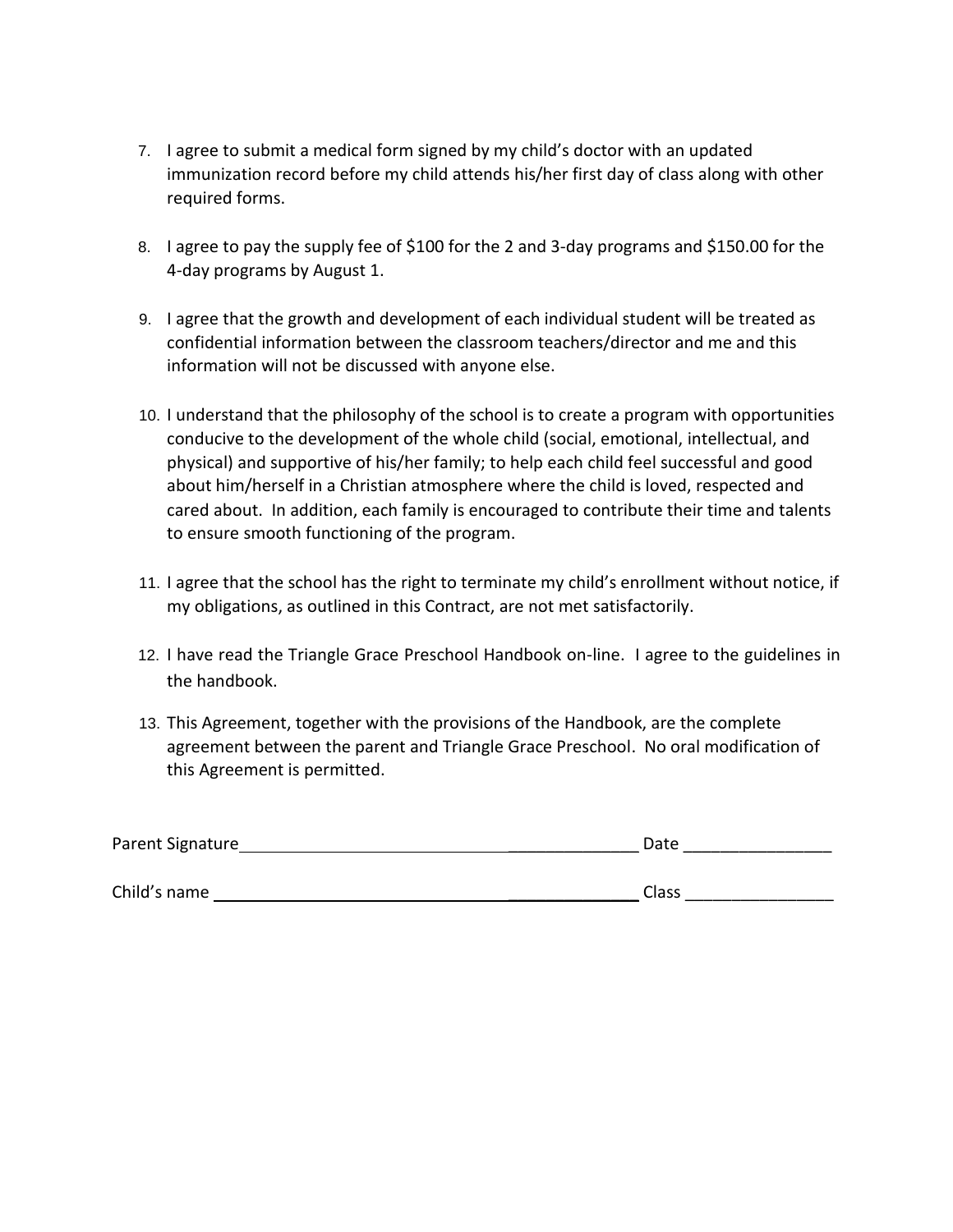7. I agree to submit a medical form signed by my child's doctor with an updated immunization record before my child attends his/her first day of class along with other required forms.

8. I agree to pay the supply fee of $100 for the 2 and 3-day programs and $150.00 for the 4-day programs by August 1.

9. I agree that the growth and development of each individual student will be treated as confidential information between the classroom teachers/director and me and this information will not be discussed with anyone else.

10. I understand that the philosophy of the school is to create a program with opportunities conducive to the development of the whole child (social, emotional, intellectual, and physical) and supportive of his/her family; to help each child feel successful and good about him/herself in a Christian atmosphere where the child is loved, respected and cared about. In addition, each family is encouraged to contribute their time and talents to ensure smooth functioning of the program.

11. I agree that the school has the right to terminate my child's enrollment without notice, if my obligations, as outlined in this Contract, are not met satisfactorily.

12. I have read the Triangle Grace Preschool Handbook on-line. I agree to the guidelines in the handbook.

13. This Agreement, together with the provisions of the Handbook, are the complete agreement between the parent and Triangle Grace Preschool. No oral modification of this Agreement is permitted.

Parent Signature_____________________________________________ Date ________________

Child's name ______________________________________________ Class ________________